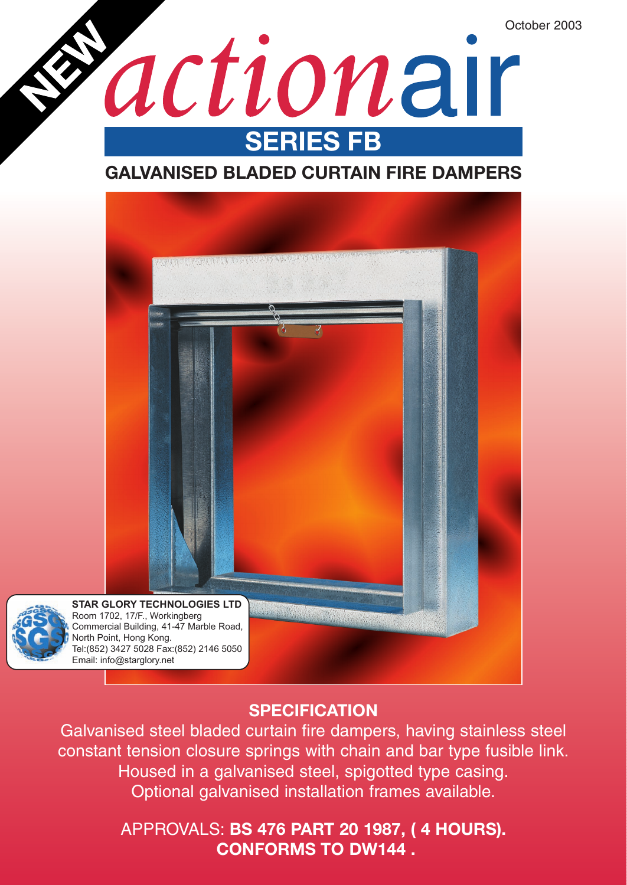NEW

October 2003

# actionair

## SERIES FB

## GALVANISED BLADED CURTAIN FIRE DAMPERS

**STAR GLORY TECHNOLOGIES LTD**
Room 1702, 17/F., Workingberg
Commercial Building, 41-47 Marble Road,
North Point, Hong Kong.
Tel:(852) 3427 5028 Fax:(852) 2146 5050
Email: info@starglory.net

## SPECIFICATION

Galvanised steel bladed curtain fire dampers, having stainless steel constant tension closure springs with chain and bar type fusible link. Housed in a galvanised steel, spigotted type casing. Optional galvanised installation frames available.

APPROVALS: **BS 476 PART 20 1987, ( 4 HOURS).**
**CONFORMS TO DW144 .**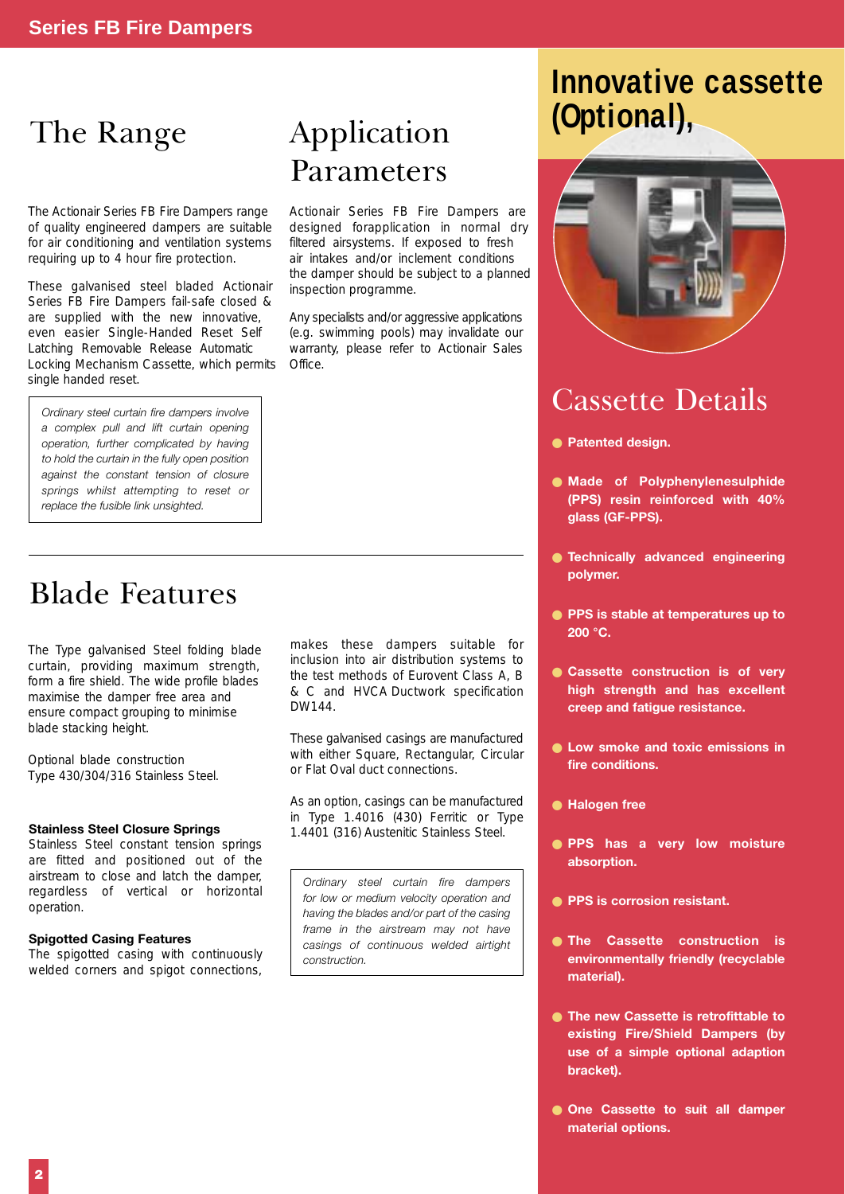# The Range

The Actionair Series FB Fire Dampers range of quality engineered dampers are suitable for air conditioning and ventilation systems requiring up to 4 hour fire protection.

These galvanised steel bladed Actionair Series FB Fire Dampers fail-safe closed & are supplied with the new innovative, even easier Single-Handed Reset Self Latching Removable Release Automatic Locking Mechanism Cassette, which permits single handed reset.

*Ordinary steel curtain fire dampers involve a complex pull and lift curtain opening operation, further complicated by having to hold the curtain in the fully open position against the constant tension of closure springs whilst attempting to reset or replace the fusible link unsighted.*

# Application Parameters

Actionair Series FB Fire Dampers are designed forapplication in normal dry filtered airsystems. If exposed to fresh air intakes and/or inclement conditions the damper should be subject to a planned inspection programme.

Any specialists and/or aggressive applications (e.g. swimming pools) may invalidate our warranty, please refer to Actionair Sales Office.

# Blade Features

The Type galvanised Steel folding blade curtain, providing maximum strength, form a fire shield. The wide profile blades maximise the damper free area and ensure compact grouping to minimise blade stacking height.

Optional blade construction Type 430/304/316 Stainless Steel.

### Stainless Steel Closure Springs

Stainless Steel constant tension springs are fitted and positioned out of the airstream to close and latch the damper, regardless of vertical or horizontal operation.

### Spigotted Casing Features

The spigotted casing with continuously welded corners and spigot connections, makes these dampers suitable for inclusion into air distribution systems to the test methods of Eurovent Class A, B & C and HVCA Ductwork specification DW144.

These galvanised casings are manufactured with either Square, Rectangular, Circular or Flat Oval duct connections.

As an option, casings can be manufactured in Type 1.4016 (430) Ferritic or Type 1.4401 (316) Austenitic Stainless Steel.

*Ordinary steel curtain fire dampers for low or medium velocity operation and having the blades and/or part of the casing frame in the airstream may not have casings of continuous welded airtight construction.*

# Innovative cassette (Optional),

# Cassette Details

- **Patented design.**
- **Made of Polyphenylenesulphide (PPS) resin reinforced with 40% glass (GF-PPS).**
- **Technically advanced engineering polymer.**
- **PPS is stable at temperatures up to 200 °C.**
- **Cassette construction is of very high strength and has excellent creep and fatigue resistance.**
- **Low smoke and toxic emissions in fire conditions.**
- **Halogen free**
- **PPS has a very low moisture absorption.**
- **PPS is corrosion resistant.**
- **The Cassette construction is environmentally friendly (recyclable material).**
- **The new Cassette is retrofittable to existing Fire/Shield Dampers (by use of a simple optional adaption bracket).**
- **One Cassette to suit all damper material options.**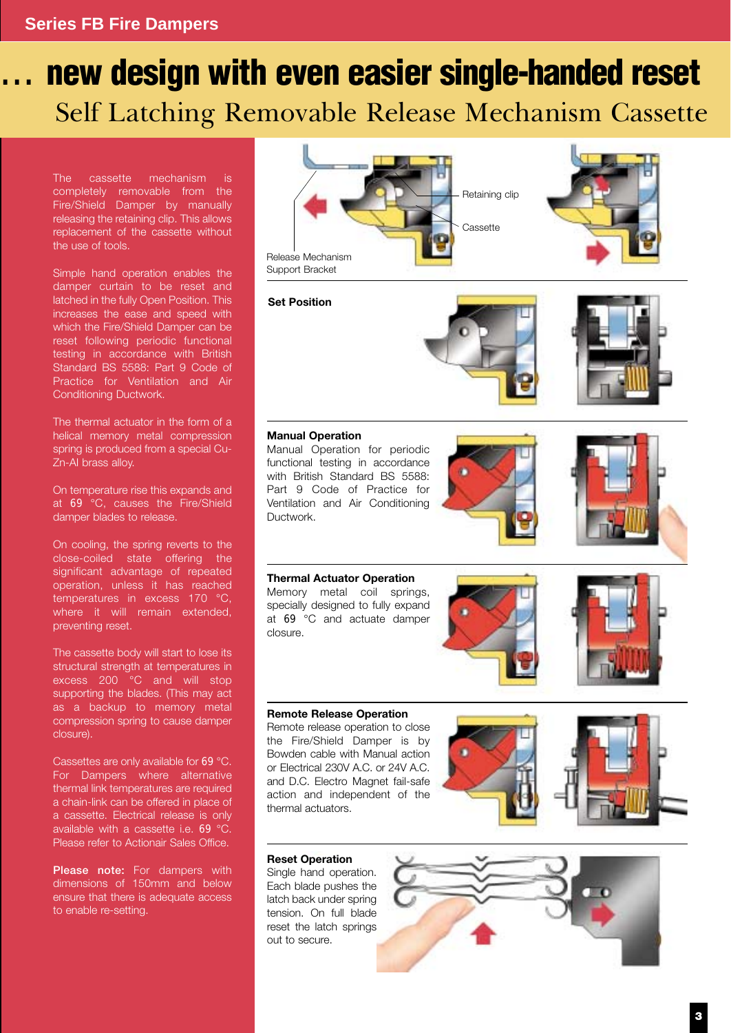# … new design with even easier single-handed reset

## Self Latching Removable Release Mechanism Cassette

The cassette mechanism is completely removable from the Fire/Shield Damper by manually releasing the retaining clip. This allows replacement of the cassette without the use of tools.

Simple hand operation enables the damper curtain to be reset and latched in the fully Open Position. This increases the ease and speed with which the Fire/Shield Damper can be reset following periodic functional testing in accordance with British Standard BS 5588: Part 9 Code of Practice for Ventilation and Air Conditioning Ductwork.

The thermal actuator in the form of a helical memory metal compression spring is produced from a special Cu-Zn-Al brass alloy.

On temperature rise this expands and at 69 °C, causes the Fire/Shield damper blades to release.

On cooling, the spring reverts to the close-coiled state offering the significant advantage of repeated operation, unless it has reached temperatures in excess 170 °C, where it will remain extended, preventing reset.

The cassette body will start to lose its structural strength at temperatures in excess 200 °C and will stop supporting the blades. (This may act as a backup to memory metal compression spring to cause damper closure).

Cassettes are only available for 69 °C. For Dampers where alternative thermal link temperatures are required a chain-link can be offered in place of a cassette. Electrical release is only available with a cassette i.e. 69 °C. Please refer to Actionair Sales Office.

**Please note:** For dampers with dimensions of 150mm and below ensure that there is adequate access to enable re-setting.

Retaining clip

Cassette

Release Mechanism Support Bracket

**Set Position**

**Manual Operation**

Manual Operation for periodic functional testing in accordance with British Standard BS 5588: Part 9 Code of Practice for Ventilation and Air Conditioning Ductwork.

**Thermal Actuator Operation**

Memory metal coil springs, specially designed to fully expand at 69 °C and actuate damper closure.

**Remote Release Operation**

Remote release operation to close the Fire/Shield Damper is by Bowden cable with Manual action or Electrical 230V A.C. or 24V A.C. and D.C. Electro Magnet fail-safe action and independent of the thermal actuators.

**Reset Operation**

Single hand operation. Each blade pushes the latch back under spring tension. On full blade reset the latch springs out to secure.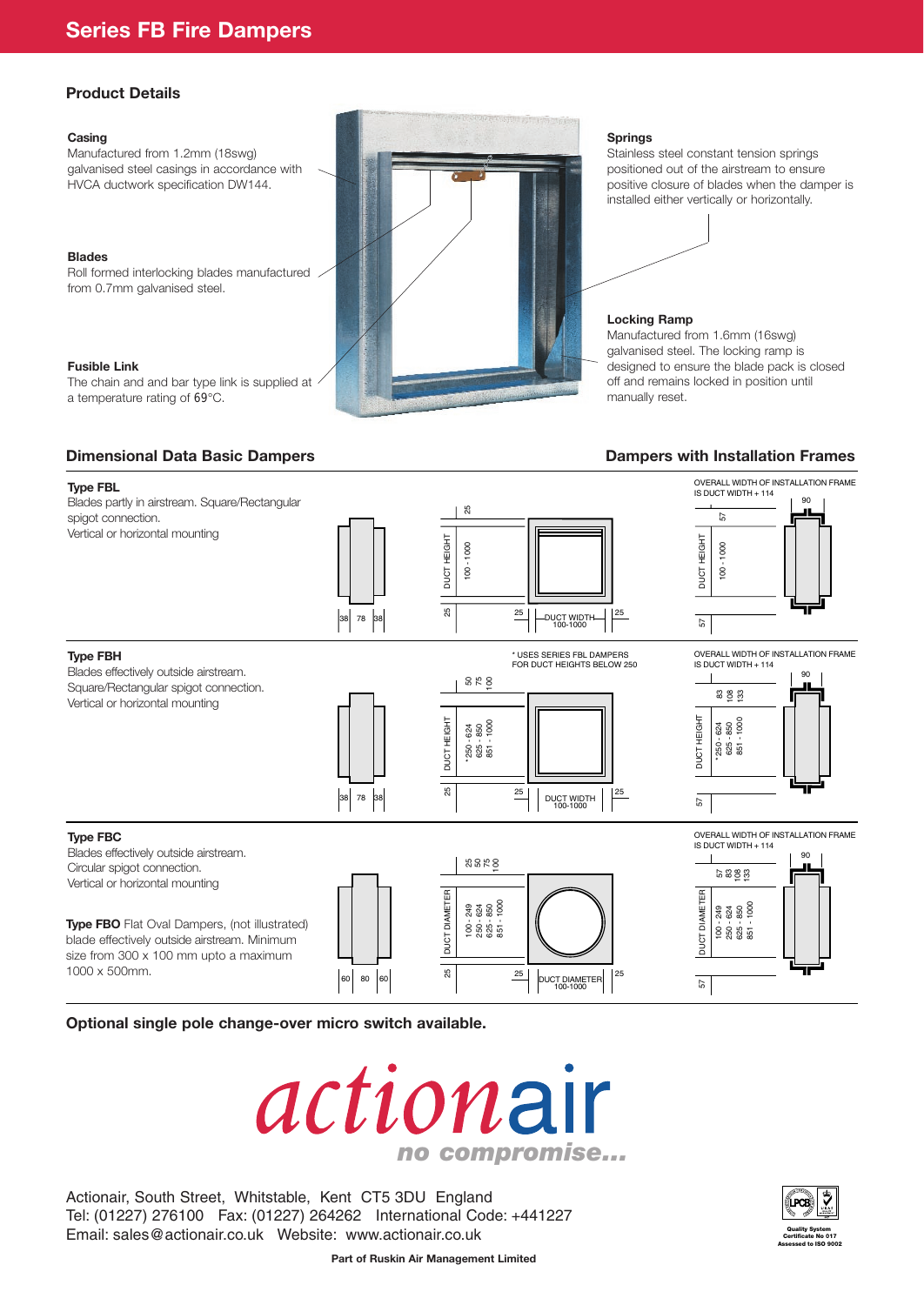# Series FB Fire Dampers

## Product Details

**Casing**
Manufactured from 1.2mm (18swg) galvanised steel casings in accordance with HVCA ductwork specification DW144.

**Blades**
Roll formed interlocking blades manufactured from 0.7mm galvanised steel.

**Fusible Link**
The chain and and bar type link is supplied at a temperature rating of 69°C.

**Springs**
Stainless steel constant tension springs positioned out of the airstream to ensure positive closure of blades when the damper is installed either vertically or horizontally.

**Locking Ramp**
Manufactured from 1.6mm (16swg) galvanised steel. The locking ramp is designed to ensure the blade pack is closed off and remains locked in position until manually reset.

## Dimensional Data Basic Dampers

## Dampers with Installation Frames

**Type FBL**
Blades partly in airstream. Square/Rectangular spigot connection.
Vertical or horizontal mounting

38 78 38

25
DUCT HEIGHT 100 - 1000
25
25 DUCT WIDTH 100-1000 25

OVERALL WIDTH OF INSTALLATION FRAME IS DUCT WIDTH + 114
90
57
DUCT HEIGHT 100 - 1000
57

**Type FBH**
Blades effectively outside airstream.
Square/Rectangular spigot connection.
Vertical or horizontal mounting

38 78 38

* USES SERIES FBL DAMPERS FOR DUCT HEIGHTS BELOW 250
50 75 100
DUCT HEIGHT *250 - 624 625 - 850 851 - 1000
25
25 DUCT WIDTH 100-1000 25

OVERALL WIDTH OF INSTALLATION FRAME IS DUCT WIDTH + 114
90
83 108 133
DUCT HEIGHT *250 - 624 625 - 850 851 - 1000
57

**Type FBC**
Blades effectively outside airstream.
Circular spigot connection.
Vertical or horizontal mounting

**Type FBO** Flat Oval Dampers, (not illustrated) blade effectively outside airstream. Minimum size from 300 x 100 mm upto a maximum 1000 x 500mm.

60 80 60

25 50 75 100
DUCT DIAMETER 100 - 249 250 - 624 625 - 850 851 - 1000
25
25 DUCT DIAMETER 100-1000 25

OVERALL WIDTH OF INSTALLATION FRAME IS DUCT WIDTH + 114
90
57 83 108 133
DUCT DIAMETER 100 - 249 250 - 624 625 - 850 851 - 1000
57

**Optional single pole change-over micro switch available.**

actionair
*no compromise...*

Actionair, South Street, Whitstable, Kent CT5 3DU England
Tel: (01227) 276100 Fax: (01227) 264262 International Code: +441227
Email: sales@actionair.co.uk Website: www.actionair.co.uk

Quality System Certificate No 017 Assessed to ISO 9002

**Part of Ruskin Air Management Limited**